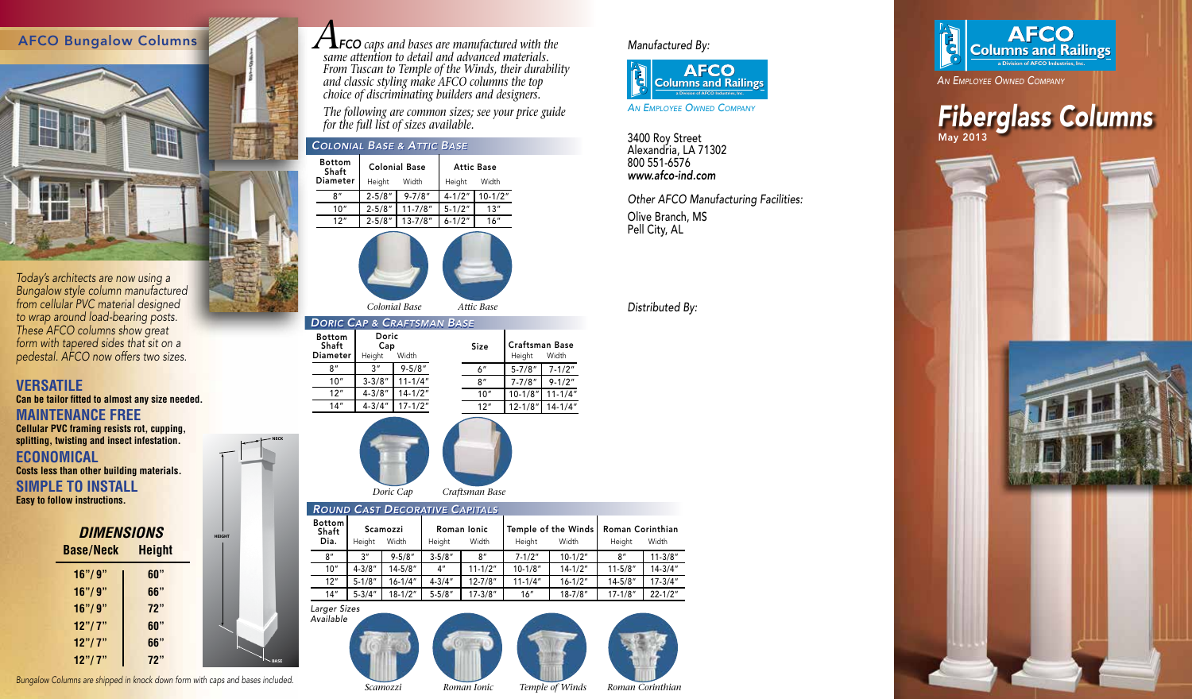## AFCO Bungalow Columns

*Today's architects are now using a Bungalow style column manufactured from cellular PVC material designed to wrap around load-bearing posts. These AFCO columns show great form with tapered sides that sit on a pedestal. AFCO now offers two sizes.*

### VERSATILE
**Can be tailor fitted to almost any size needed.**

### MAINTENANCE FREE
**Cellular PVC framing resists rot, cupping, splitting, twisting and insect infestation.**

### ECONOMICAL
**Costs less than other building materials.**

### SIMPLE TO INSTALL
**Easy to follow instructions.**

### DIMENSIONS

| Base/Neck | Height |
|---|---|
| 16"/ 9" | 60" |
| 16"/ 9" | 66" |
| 16"/ 9" | 72" |
| 12"/ 7" | 60" |
| 12"/ 7" | 66" |
| 12"/ 7" | 72" |

NECK

HEIGHT

BASE

*Bungalow Columns are shipped in knock down form with caps and bases included.*

*AFCO caps and bases are manufactured with the same attention to detail and advanced materials. From Tuscan to Temple of the Winds, their durability and classic styling make AFCO columns the top choice of discriminating builders and designers.*

*The following are common sizes; see your price guide for the full list of sizes available.*

### COLONIAL BASE & ATTIC BASE

| Bottom Shaft Diameter | Colonial Base | | Attic Base | |
|---|---|---|---|---|
| | Height | Width | Height | Width |
| 8" | 2-5/8" | 9-7/8" | 4-1/2" | 10-1/2" |
| 10" | 2-5/8" | 11-7/8" | 5-1/2" | 13" |
| 12" | 2-5/8" | 13-7/8" | 6-1/2" | 16" |

*Colonial Base* *Attic Base*

### DORIC CAP & CRAFTSMAN BASE

| Bottom Shaft Diameter | Doric Cap | |
|---|---|---|
| | Height | Width |
| 8" | 3" | 9-5/8" |
| 10" | 3-3/8" | 11-1/4" |
| 12" | 4-3/8" | 14-1/2" |
| 14" | 4-3/4" | 17-1/2" |

| Size | Craftsman Base | |
|---|---|---|
| | Height | Width |
| 6" | 5-7/8" | 7-1/2" |
| 8" | 7-7/8" | 9-1/2" |
| 10" | 10-1/8" | 11-1/4" |
| 12" | 12-1/8" | 14-1/4" |

*Doric Cap* *Craftsman Base*

### ROUND CAST DECORATIVE CAPITALS

| Bottom Shaft Dia. | Scamozzi | | Roman Ionic | | Temple of the Winds | | Roman Corinthian | |
|---|---|---|---|---|---|---|---|---|
| | Height | Width | Height | Width | Height | Width | Height | Width |
| 8" | 3" | 9-5/8" | 3-5/8" | 8" | 7-1/2" | 10-1/2" | 8" | 11-3/8" |
| 10" | 4-3/8" | 14-5/8" | 4" | 11-1/2" | 10-1/8" | 14-1/2" | 11-5/8" | 14-3/4" |
| 12" | 5-1/8" | 16-1/4" | 4-3/4" | 12-7/8" | 11-1/4" | 16-1/2" | 14-5/8" | 17-3/4" |
| 14" | 5-3/4" | 18-1/2" | 5-5/8" | 17-3/8" | 16" | 18-7/8" | 17-1/8" | 22-1/2" |

*Larger Sizes Available*

*Scamozzi* *Roman Ionic* *Temple of Winds* *Roman Corinthian*

*Manufactured By:*

**AFCO Columns and Railings**
a Division of AFCO Industries, Inc.
*AN EMPLOYEE OWNED COMPANY*

3400 Roy Street
Alexandria, LA 71302
800 551-6576
***www.afco-ind.com***

*Other AFCO Manufacturing Facilities:*
Olive Branch, MS
Pell City, AL

*Distributed By:*

**AFCO Columns and Railings**
a Division of AFCO Industries, Inc.
*AN EMPLOYEE OWNED COMPANY*

# *Fiberglass Columns*
**May 2013**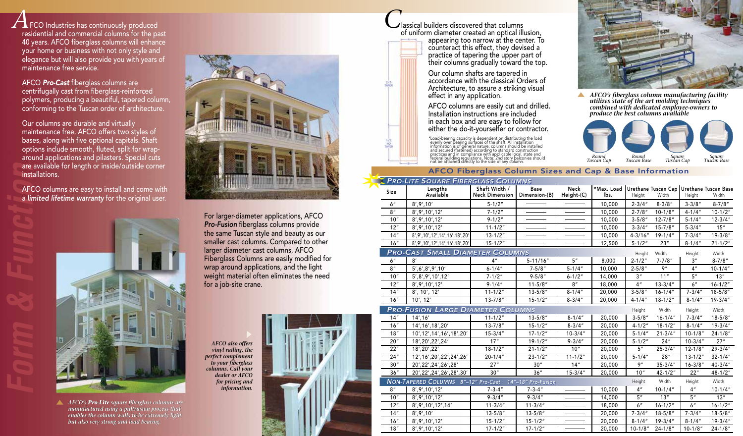**A**FCO Industries has continuously produced residential and commercial columns for the past 40 years. AFCO fiberglass columns will enhance your home or business with not only style and elegance but will also provide you with years of maintenance free service.

AFCO ***Pro-Cast*** fiberglass columns are centrifugally cast from fiberglass-reinforced polymers, producing a beautiful, tapered column, conforming to the Tuscan order of architecture.

Our columns are durable and virtually maintenance free. AFCO offers two styles of bases, along with five optional capitals. Shaft options include smooth, fluted, split for wrap-around applications and pilasters. Special cuts are available for length or inside/outside corner installations.

AFCO columns are easy to install and come with a ***limited lifetime warranty*** for the original user.

*Form & Function*

*AFCO's **Pro-Lite** square fiberglass columns are manufactured using a pultrusion process that enables the column walls to be extremely light but also very strong and load bearing.*

For larger-diameter applications, AFCO ***Pro-Fusion*** fiberglass columns provide the same Tuscan style and beauty as our smaller cast columns. Compared to other larger diameter cast columns, AFCO Fiberglass Columns are easily modified for wrap around applications, and the light weight material often eliminates the need for a job-site crane.

*AFCO also offers vinyl railing, the perfect complement to your fiberglass columns. Call your dealer or AFCO for pricing and information.*

**C**lassical builders discovered that columns of uniform diameter created an optical illusion, appearing too narrow at the center. To counteract this effect, they devised a practice of tapering the upper part of their columns gradually toward the top.

2/3 TAPER

1/3 NO TAPER

Our column shafts are tapered in accordance with the classical Orders of Architecture, to assure a striking visual effect in any application.

AFCO columns are easily cut and drilled. Installation instructions are included in each box and are easy to follow for either the do-it-yourselfer or contractor.

*Load-bearing capacity is dependent on distributing the load evenly over bearing surfaces of the shaft. All installation information is of general nature; columns should be installed and secured (fastened) according to standard construction practices and in compliance with applicable local, state and federal building regulations. Note: 2nd story balconies should not be attached directly to the side of any column.

*AFCO's fiberglass column manufacturing facility utilizes state of the art molding techniques combined with dedicated employee-owners to produce the best columns available*

*Round Tuscan Cap* · *Round Tuscan Base* · *Square Tuscan Cap* · *Square Tuscan Base*

## AFCO Fiberglass Column Sizes and Cap & Base Information

| Size | Lengths Available | Shaft Width / Neck Dimension | Base Dimension-(B) | Neck Height-(C) | *Max. Load lbs. | Urethane Tuscan Cap Height | Urethane Tuscan Cap Width | Urethane Tuscan Base Height | Urethane Tuscan Base Width |
|---|---|---|---|---|---|---|---|---|---|
| **PRO-LITE SQUARE FIBERGLASS COLUMNS** | | | | | | | | | |
| 6" | 8',9',10' | 5-1/2" | ——— | ——— | 10,000 | 2-3/4" | 8-3/8" | 3-3/8" | 8-7/8" |
| 8" | 8',9',10',12' | 7-1/2" | ——— | ——— | 10,000 | 2-7/8" | 10-1/8" | 4-1/4" | 10-1/2" |
| 10" | 8',9',10',12' | 9-1/2" | ——— | ——— | 10,000 | 3-5/8" | 12-7/8" | 5-1/4" | 12-3/4" |
| 12" | 8',9',10',12' | 11-1/2" | ——— | ——— | 10,000 | 3-3/4" | 15-7/8" | 5-3/4" | 15" |
| 14" | 8',9',10',12',14',16',18',20' | 13-1/2" | ——— | ——— | 10,000 | 4-3/16" | 19-1/4" | 7-3/4" | 19-3/8" |
| 16" | 8',9',10',12',14',16',18',20' | 15-1/2" | ——— | ——— | 12,500 | 5-1/2" | 23" | 8-1/4" | 21-1/2" |
| **PRO-CAST SMALL DIAMETER COLUMNS** | | | | | | Height | Width | Height | Width |
| 6" | 8' | 4" | 5-11/16" | 5" | 8,000 | 2-1/2" | 7-7/8" | 3" | 8-7/8" |
| 8" | 5',6',8',9',10' | 6-1/4" | 7-5/8" | 5-1/4" | 10,000 | 2-5/8" | 9" | 4" | 10-1/4" |
| 10" | 5',8',9',10',12' | 7-1/2" | 9-5/8" | 6-1/2" | 14,000 | 3" | 11" | 5" | 13" |
| 12" | 8',9',10',12' | 9-1/4" | 11-5/8" | 8" | 18,000 | 4" | 13-3/4" | 6" | 16-1/2" |
| 14" | 8', 10', 12' | 11-1/2" | 13-5/8" | 8-1/4" | 20,000 | 3-5/8" | 16-1/4" | 7-3/4" | 18-5/8" |
| 16" | 10', 12' | 13-7/8" | 15-1/2" | 8-3/4" | 20,000 | 4-1/4" | 18-1/2" | 8-1/4" | 19-3/4" |
| **PRO-FUSION LARGE DIAMETER COLUMNS** | | | | | | Height | Width | Height | Width |
| 14" | 14',16' | 11-1/2" | 13-5/8" | 8-1/4" | 20,000 | 3-5/8" | 16-1/4" | 7-3/4" | 18-5/8" |
| 16" | 14',16',18',20' | 13-7/8" | 15-1/2" | 8-3/4" | 20,000 | 4-1/2" | 18-1/2" | 8-1/4" | 19-3/4" |
| 18" | 10',12',14',16',18',20' | 15-3/4" | 17-1/2" | 10-3/4" | 20,000 | 5-1/4" | 21-3/4" | 10-1/8" | 24-1/8" |
| 20" | 18',20',22',24' | 17" | 19-1/2" | 9-3/4" | 20,000 | 5-1/2" | 24" | 10-3/4" | 27" |
| 22" | 18',20',22' | 18-1/2" | 21-1/2" | 10" | 20,000 | 5" | 25-3/4" | 12-1/8" | 29-3/4" |
| 24" | 12',16',20',22',24',26' | 20-1/4" | 23-1/2" | 11-1/2" | 20,000 | 5-1/4" | 28" | 13-1/2" | 32-1/4" |
| 30" | 20',22',24',26',28' | 27" | 30" | 14" | 20,000 | 9" | 35-3/4" | 16-3/8" | 40-3/4" |
| 36" | 20',22',24',26',28',30' | 30" | 36" | 15-3/4" | 20,000 | 10" | 42-1/2" | 22" | 48-1/2" |
| **NON-TAPERED COLUMNS** 8"–12" Pro-Cast 14"–18" Pro-Fusion | | | | | | Height | Width | Height | Width |
| 8" | 8',9',10',12' | 7-3-4" | 7-3-4" | ——— | 10,000 | 4" | 10-1/4" | 4" | 10-1/4" |
| 10" | 8',9',10',12' | 9-3/4" | 9-3/4" | ——— | 14,000 | 5" | 13" | 5" | 13" |
| 12" | 8',9',10',12',14' | 11-3/4" | 11-3/4" | ——— | 18,000 | 6" | 16-1/2" | 6" | 16-1/2" |
| 14" | 8',9',10' | 13-5/8" | 13-5/8" | ——— | 20,000 | 7-3/4" | 18-5/8" | 7-3/4" | 18-5/8" |
| 16" | 8',9',10',12' | 15-1/2" | 15-1/2" | ——— | 20,000 | 8-1/4" | 19-3/4" | 8-1/4" | 19-3/4" |
| 18" | 8',9',10',12' | 17-1/2" | 17-1/2" | ——— | 20,000 | 10-1/8" | 24-1/8" | 10-1/8" | 24-1/8" |